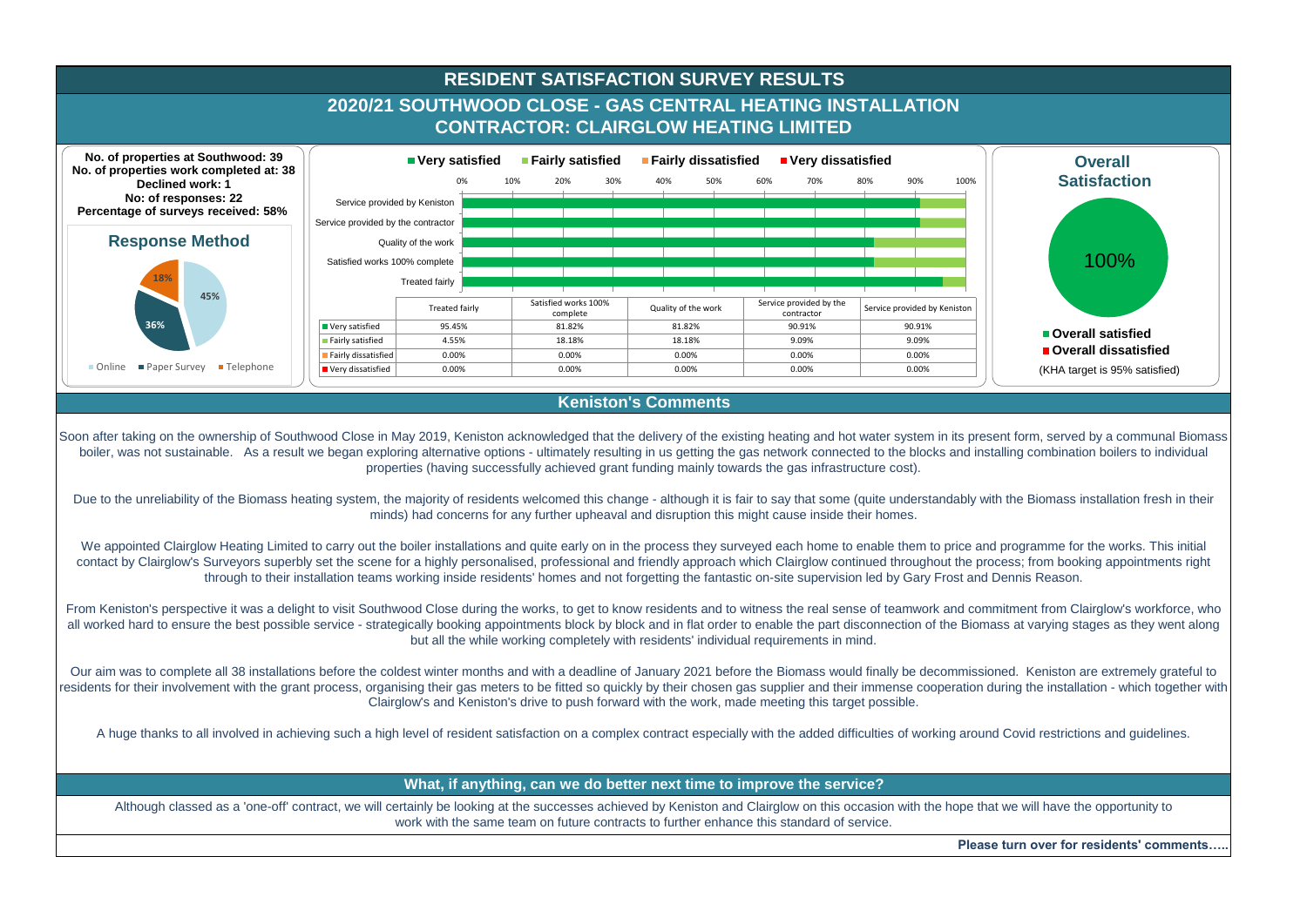# RESIDENT SATISFACTION SURVEY RESULTS

## 2020/21 SOUTHWOOD CLOSE - GAS CENTRAL HEATING INSTALLATION
## CONTRACTOR: CLAIRGLOW HEATING LIMITED

**No. of properties at Southwood: 39**
**No. of properties work completed at: 38**
**Declined work: 1**
**No: of responses: 22**
**Percentage of surveys received: 58%**

### Response Method

- Online: 45%
- Paper Survey: 36%
- Telephone: 18%

| | Treated fairly | Satisfied works 100% complete | Quality of the work | Service provided by the contractor | Service provided by Keniston |
|---|---|---|---|---|---|
| Very satisfied | 95.45% | 81.82% | 81.82% | 90.91% | 90.91% |
| Fairly satisfied | 4.55% | 18.18% | 18.18% | 9.09% | 9.09% |
| Fairly dissatisfied | 0.00% | 0.00% | 0.00% | 0.00% | 0.00% |
| Very dissatisfied | 0.00% | 0.00% | 0.00% | 0.00% | 0.00% |

### Overall Satisfaction

100%

- Overall satisfied
- Overall dissatisfied

(KHA target is 95% satisfied)

## Keniston's Comments

Soon after taking on the ownership of Southwood Close in May 2019, Keniston acknowledged that the delivery of the existing heating and hot water system in its present form, served by a communal Biomass boiler, was not sustainable. As a result we began exploring alternative options - ultimately resulting in us getting the gas network connected to the blocks and installing combination boilers to individual properties (having successfully achieved grant funding mainly towards the gas infrastructure cost).

Due to the unreliability of the Biomass heating system, the majority of residents welcomed this change - although it is fair to say that some (quite understandably with the Biomass installation fresh in their minds) had concerns for any further upheaval and disruption this might cause inside their homes.

We appointed Clairglow Heating Limited to carry out the boiler installations and quite early on in the process they surveyed each home to enable them to price and programme for the works. This initial contact by Clairglow's Surveyors superbly set the scene for a highly personalised, professional and friendly approach which Clairglow continued throughout the process; from booking appointments right through to their installation teams working inside residents' homes and not forgetting the fantastic on-site supervision led by Gary Frost and Dennis Reason.

From Keniston's perspective it was a delight to visit Southwood Close during the works, to get to know residents and to witness the real sense of teamwork and commitment from Clairglow's workforce, who all worked hard to ensure the best possible service - strategically booking appointments block by block and in flat order to enable the part disconnection of the Biomass at varying stages as they went along but all the while working completely with residents' individual requirements in mind.

Our aim was to complete all 38 installations before the coldest winter months and with a deadline of January 2021 before the Biomass would finally be decommissioned. Keniston are extremely grateful to residents for their involvement with the grant process, organising their gas meters to be fitted so quickly by their chosen gas supplier and their immense cooperation during the installation - which together with Clairglow's and Keniston's drive to push forward with the work, made meeting this target possible.

A huge thanks to all involved in achieving such a high level of resident satisfaction on a complex contract especially with the added difficulties of working around Covid restrictions and guidelines.

## What, if anything, can we do better next time to improve the service?

Although classed as a 'one-off' contract, we will certainly be looking at the successes achieved by Keniston and Clairglow on this occasion with the hope that we will have the opportunity to work with the same team on future contracts to further enhance this standard of service.

**Please turn over for residents' comments…..**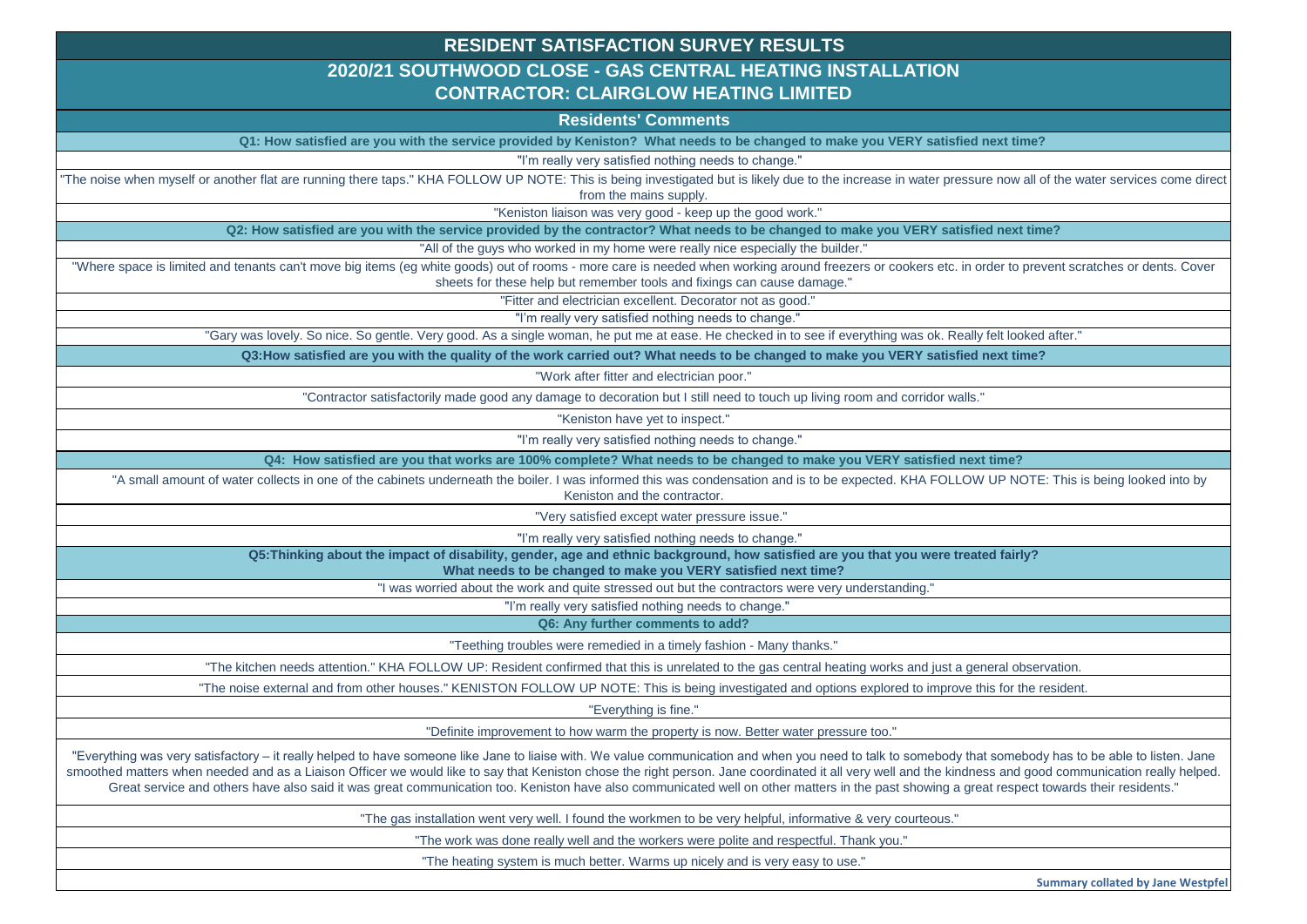# RESIDENT SATISFACTION SURVEY RESULTS

## 2020/21 SOUTHWOOD CLOSE - GAS CENTRAL HEATING INSTALLATION
## CONTRACTOR: CLAIRGLOW HEATING LIMITED

### Residents' Comments

**Q1: How satisfied are you with the service provided by Keniston? What needs to be changed to make you VERY satisfied next time?**

"I'm really very satisfied nothing needs to change."

"The noise when myself or another flat are running there taps." KHA FOLLOW UP NOTE: This is being investigated but is likely due to the increase in water pressure now all of the water services come direct from the mains supply.

"Keniston liaison was very good - keep up the good work."

**Q2: How satisfied are you with the service provided by the contractor? What needs to be changed to make you VERY satisfied next time?**

"All of the guys who worked in my home were really nice especially the builder."

"Where space is limited and tenants can't move big items (eg white goods) out of rooms - more care is needed when working around freezers or cookers etc. in order to prevent scratches or dents. Cover sheets for these help but remember tools and fixings can cause damage."

"Fitter and electrician excellent. Decorator not as good."

"I'm really very satisfied nothing needs to change."

"Gary was lovely. So nice. So gentle. Very good. As a single woman, he put me at ease. He checked in to see if everything was ok. Really felt looked after."

**Q3:How satisfied are you with the quality of the work carried out? What needs to be changed to make you VERY satisfied next time?**

"Work after fitter and electrician poor."

"Contractor satisfactorily made good any damage to decoration but I still need to touch up living room and corridor walls."

"Keniston have yet to inspect."

"I'm really very satisfied nothing needs to change."

**Q4: How satisfied are you that works are 100% complete? What needs to be changed to make you VERY satisfied next time?**

"A small amount of water collects in one of the cabinets underneath the boiler. I was informed this was condensation and is to be expected. KHA FOLLOW UP NOTE: This is being looked into by Keniston and the contractor.

"Very satisfied except water pressure issue."

"I'm really very satisfied nothing needs to change."

**Q5:Thinking about the impact of disability, gender, age and ethnic background, how satisfied are you that you were treated fairly? What needs to be changed to make you VERY satisfied next time?**

"I was worried about the work and quite stressed out but the contractors were very understanding."

"I'm really very satisfied nothing needs to change."

**Q6: Any further comments to add?**

"Teething troubles were remedied in a timely fashion - Many thanks."

"The kitchen needs attention." KHA FOLLOW UP: Resident confirmed that this is unrelated to the gas central heating works and just a general observation.

"The noise external and from other houses." KENISTON FOLLOW UP NOTE: This is being investigated and options explored to improve this for the resident.

"Everything is fine."

"Definite improvement to how warm the property is now. Better water pressure too."

"Everything was very satisfactory – it really helped to have someone like Jane to liaise with. We value communication and when you need to talk to somebody that somebody has to be able to listen. Jane smoothed matters when needed and as a Liaison Officer we would like to say that Keniston chose the right person. Jane coordinated it all very well and the kindness and good communication really helped. Great service and others have also said it was great communication too. Keniston have also communicated well on other matters in the past showing a great respect towards their residents."

"The gas installation went very well. I found the workmen to be very helpful, informative & very courteous."

"The work was done really well and the workers were polite and respectful. Thank you."

"The heating system is much better. Warms up nicely and is very easy to use."

**Summary collated by Jane Westpfel**